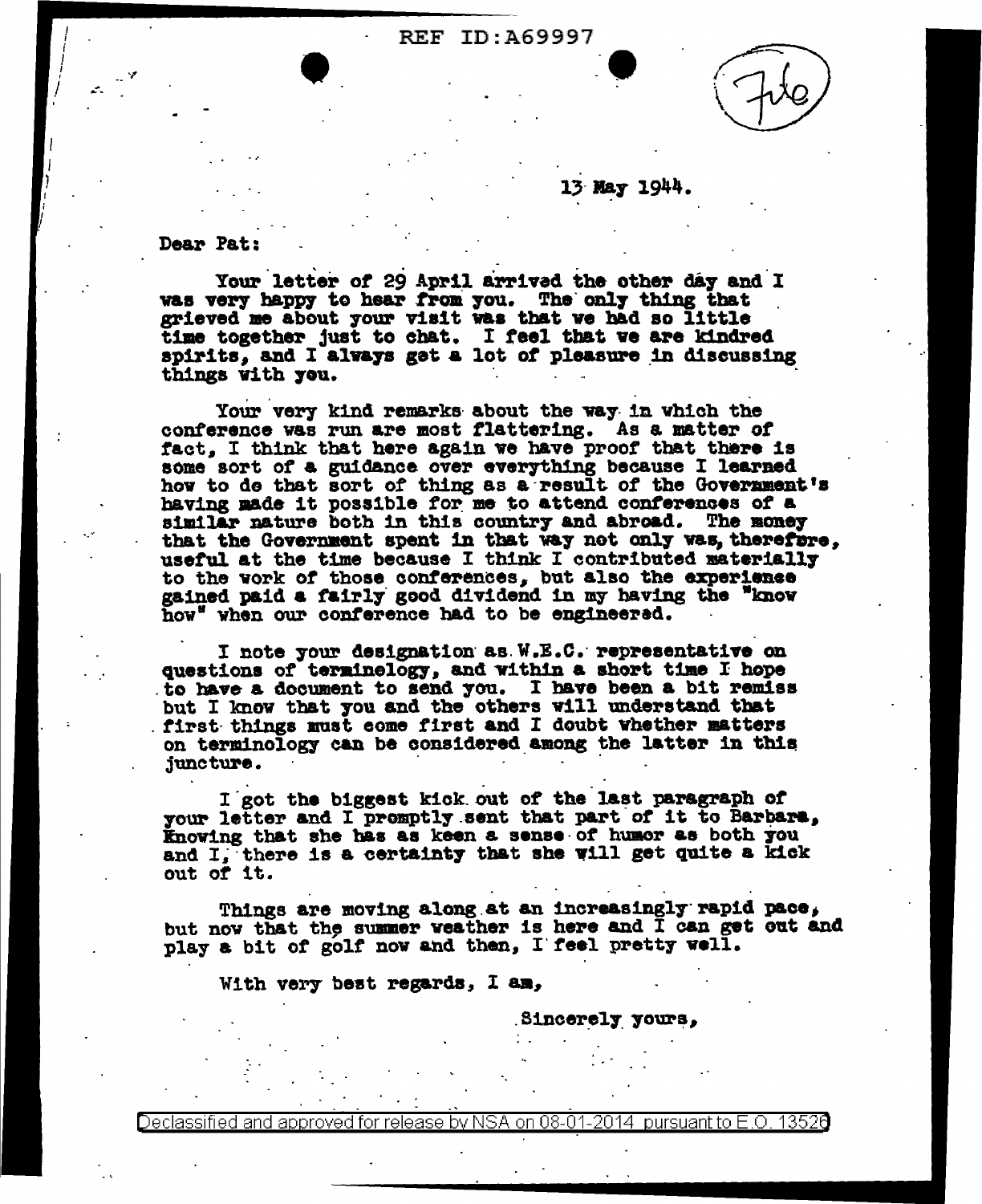13 May 1944.

Dear Pat:

Your letter of 29 April arrived the other day and I was very happy to hear from you. The only thing that grieved me about your visit was that we had so little time together just to chat. I feel that we are kindred spirits, and I always get a lot of pleasure in discussing things with you.

Your very kind remarks about the way in which the conference was run are most flattering. As a matter of fact, I think that here again we have proof that there is some sort of a guidance over everything because I learned how to do that sort of thing as a result of the Government's having made it possible for me to attend conferences of a similar nature both in this country and abroad. The money that the Government spent in that way not only was, therefore, useful at the time because I think I contributed materially to the work of those conferences, but also the experience gained paid a fairly good dividend in my having the "know how" when our conference had to be engineered.

I note your designation as W.E.C. representative on questions of terminology, and within a short time I hope to have a document to send you. I have been a bit remiss but I know that you and the others will understand that first things must come first and I doubt whether matters on terminology can be considered among the latter in this juncture.

I got the biggest kick out of the last paragraph of your letter and I promptly sent that part of it to Barbara, knowing that she has as keen a sense of humor as both you and I, there is a certainty that she will get quite a kick out of it.

Things are moving along at an increasingly rapid pace, but now that the summer weather is here and I can get out and play a bit of golf now and then, I feel pretty well.

With very best regards, I am,

Sincerely yours,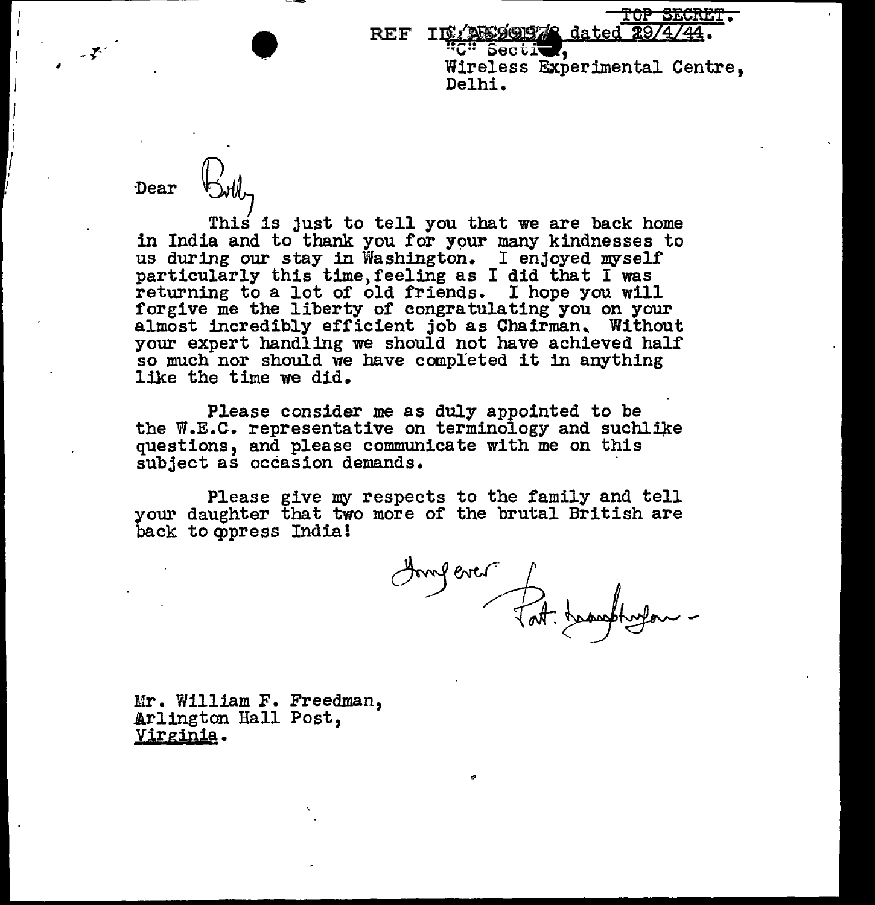TOP SECRET.

REF ID:A66997? dated 29/4/44.

"C" Section,
Wireless Experimental Centre,
Delhi.

Dear Billy

This is just to tell you that we are back home in India and to thank you for your many kindnesses to us during our stay in Washington. I enjoyed myself particularly this time, feeling as I did that I was returning to a lot of old friends. I hope you will forgive me the liberty of congratulating you on your almost incredibly efficient job as Chairman. Without your expert handling we should not have achieved half so much nor should we have completed it in anything like the time we did.

Please consider me as duly appointed to be the W.E.C. representative on terminology and suchlike questions, and please communicate with me on this subject as occasion demands.

Please give my respects to the family and tell your daughter that two more of the brutal British are back to oppress India!

Yours ever
Pat. Marr-Johnson

Mr. William F. Freedman,
Arlington Hall Post,
Virginia.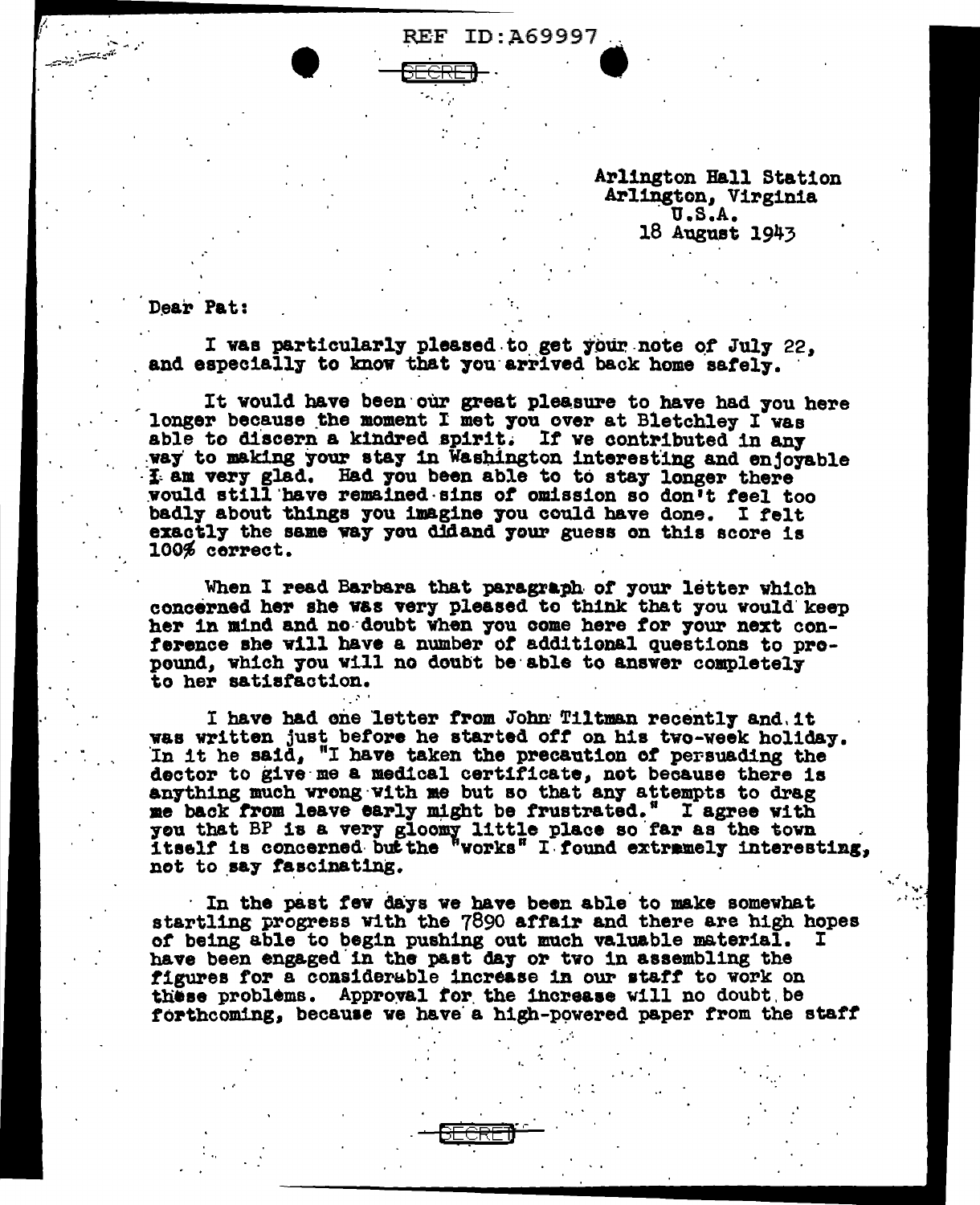Arlington Hall Station
Arlington, Virginia
U.S.A.
18 August 1943

Dear Pat:

I was particularly pleased to get your note of July 22, and especially to know that you arrived back home safely.

It would have been our great pleasure to have had you here longer because the moment I met you over at Bletchley I was able to discern a kindred spirit. If we contributed in any way to making your stay in Washington interesting and enjoyable I am very glad. Had you been able to to stay longer there would still have remained sins of omission so don't feel too badly about things you imagine you could have done. I felt exactly the same way you didand your guess on this score is 100% correct.

When I read Barbara that paragraph of your letter which concerned her she was very pleased to think that you would keep her in mind and no doubt when you come here for your next conference she will have a number of additional questions to propound, which you will no doubt be able to answer completely to her satisfaction.

I have had one letter from John Tiltman recently and it was written just before he started off on his two-week holiday. In it he said, "I have taken the precaution of persuading the doctor to give me a medical certificate, not because there is anything much wrong with me but so that any attempts to drag me back from leave early might be frustrated." I agree with you that BP is a very gloomy little place so far as the town itself is concerned but the "works" I found extramely interesting, not to say fascinating.

In the past few days we have been able to make somewhat startling progress with the 7890 affair and there are high hopes of being able to begin pushing out much valuable material. I have been engaged in the past day or two in assembling the figures for a considerable increase in our staff to work on these problems. Approval for the increase will no doubt be forthcoming, because we have a high-powered paper from the staff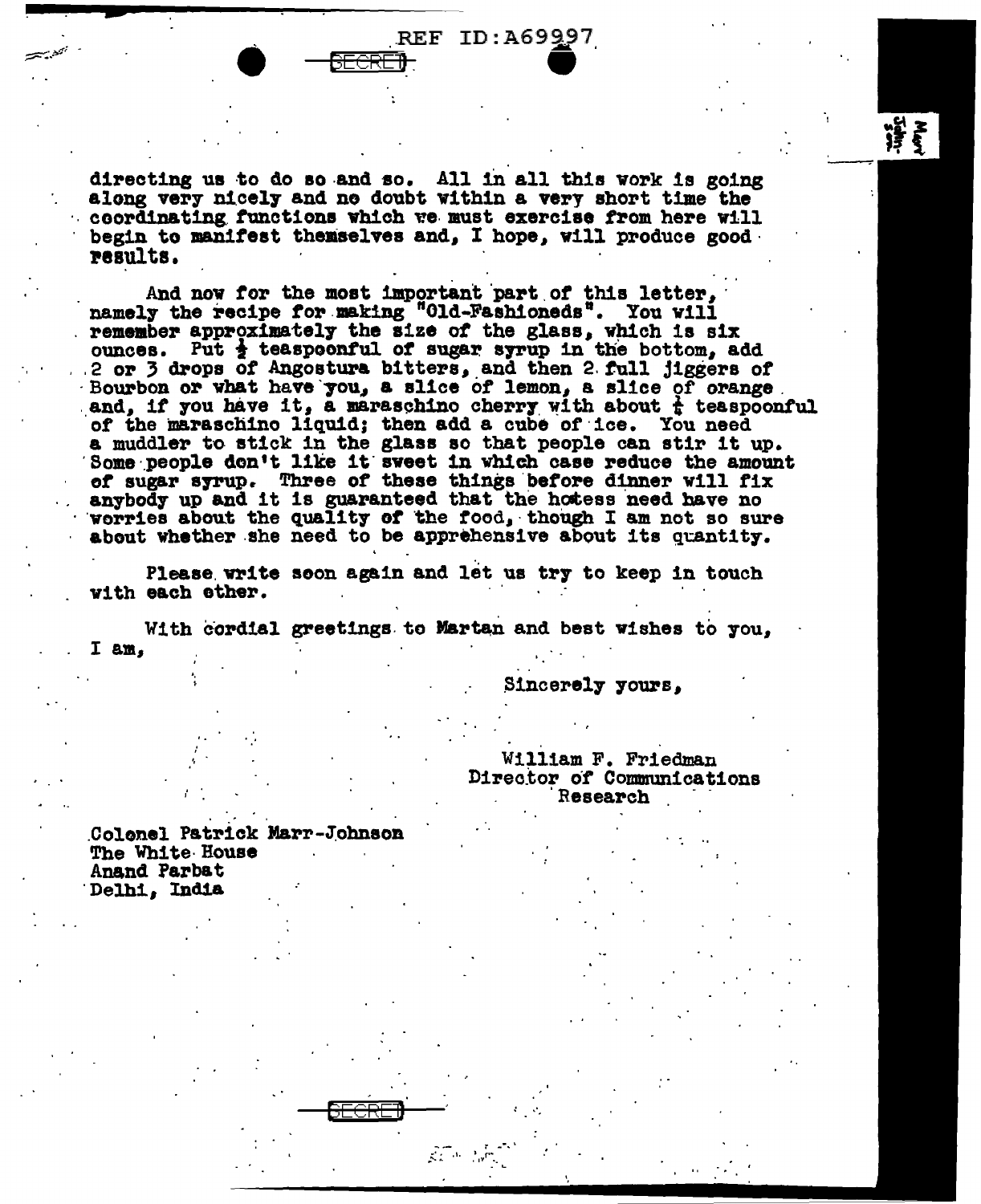directing us to do so and so. All in all this work is going along very nicely and no doubt within a very short time the coordinating functions which we must exercise from here will begin to manifest themselves and, I hope, will produce good results.

And now for the most important part of this letter, namely the recipe for making "Old-Fashioneds". You will remember approximately the size of the glass, which is six ounces. Put ½ teaspoonful of sugar syrup in the bottom, add 2 or 3 drops of Angostura bitters, and then 2 full jiggers of Bourbon or what have you, a slice of lemon, a slice of orange and, if you have it, a maraschino cherry with about ¼ teaspoonful of the maraschino liquid; then add a cube of ice. You need a muddler to stick in the glass so that people can stir it up. Some people don't like it sweet in which case reduce the amount of sugar syrup. Three of these things before dinner will fix anybody up and it is guaranteed that the hostess need have no worries about the quality of the food, though I am not so sure about whether she need to be apprehensive about its quantity.

Please write soon again and let us try to keep in touch with each other.

With cordial greetings to Martan and best wishes to you, I am,

Sincerely yours,

William F. Friedman
Director of Communications Research

Colonel Patrick Marr-Johnson
The White House
Anand Parbat
Delhi, India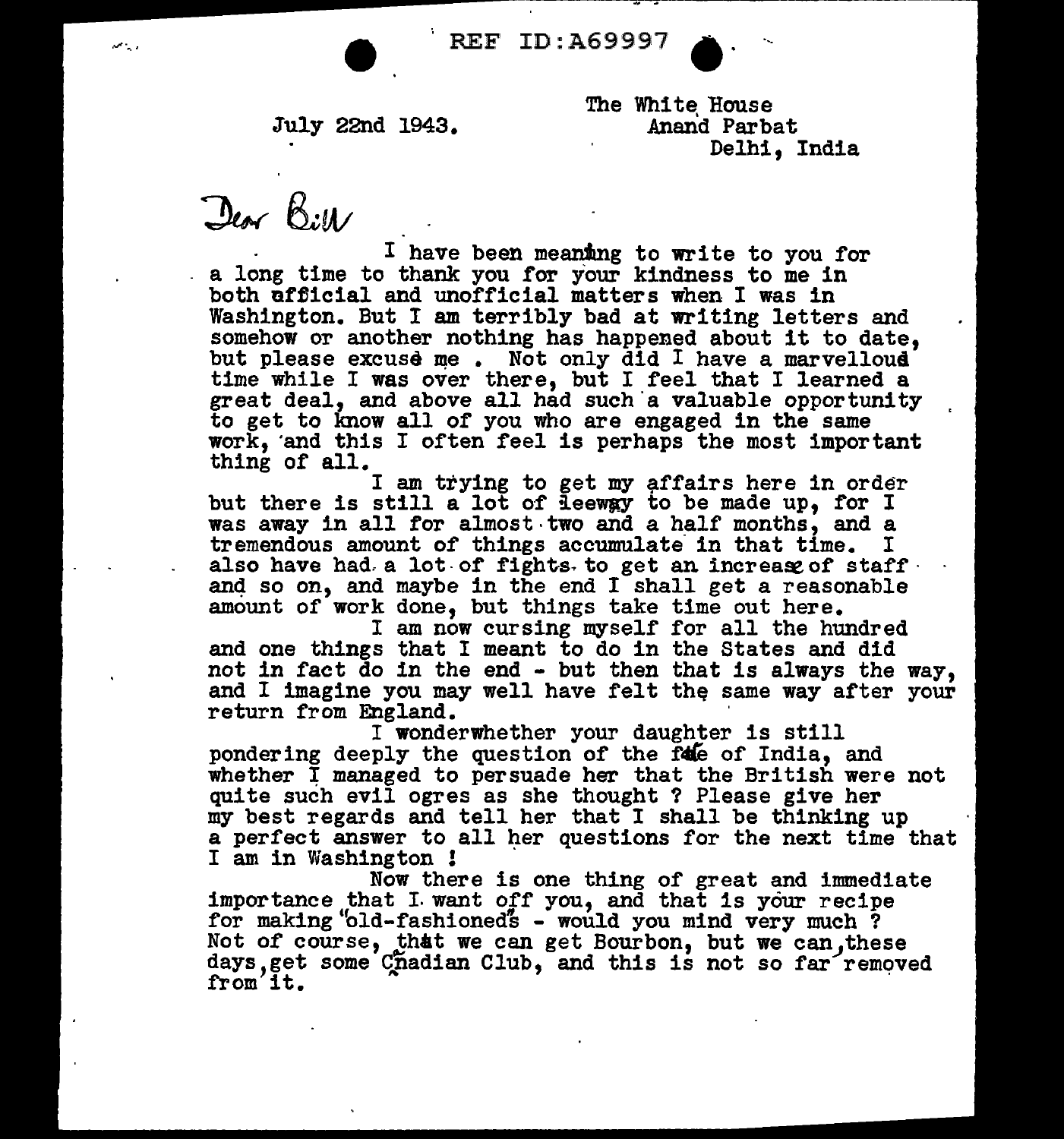REF ID:A69997

July 22nd 1943.

The White House
Anand Parbat
Delhi, India

Dear Bill

I have been meaning to write to you for a long time to thank you for your kindness to me in both official and unofficial matters when I was in Washington. But I am terribly bad at writing letters and somehow or another nothing has happened about it to date, but please excuse me . Not only did I have a marvellous time while I was over there, but I feel that I learned a great deal, and above all had such a valuable opportunity to get to know all of you who are engaged in the same work, and this I often feel is perhaps the most important thing of all.

I am trying to get my affairs here in order but there is still a lot of leeway to be made up, for I was away in all for almost two and a half months, and a tremendous amount of things accumulate in that time. I also have had a lot of fights to get an increase of staff and so on, and maybe in the end I shall get a reasonable amount of work done, but things take time out here.

I am now cursing myself for all the hundred and one things that I meant to do in the States and did not in fact do in the end - but then that is always the way, and I imagine you may well have felt the same way after your return from England.

I wonder whether your daughter is still pondering deeply the question of the fate of India, and whether I managed to persuade her that the British were not quite such evil ogres as she thought ? Please give her my best regards and tell her that I shall be thinking up a perfect answer to all her questions for the next time that I am in Washington !

Now there is one thing of great and immediate importance that I want off you, and that is your recipe for making "old-fashioneds" - would you mind very much ? Not of course, that we can get Bourbon, but we can, these days, get some Canadian Club, and this is not so far removed from it.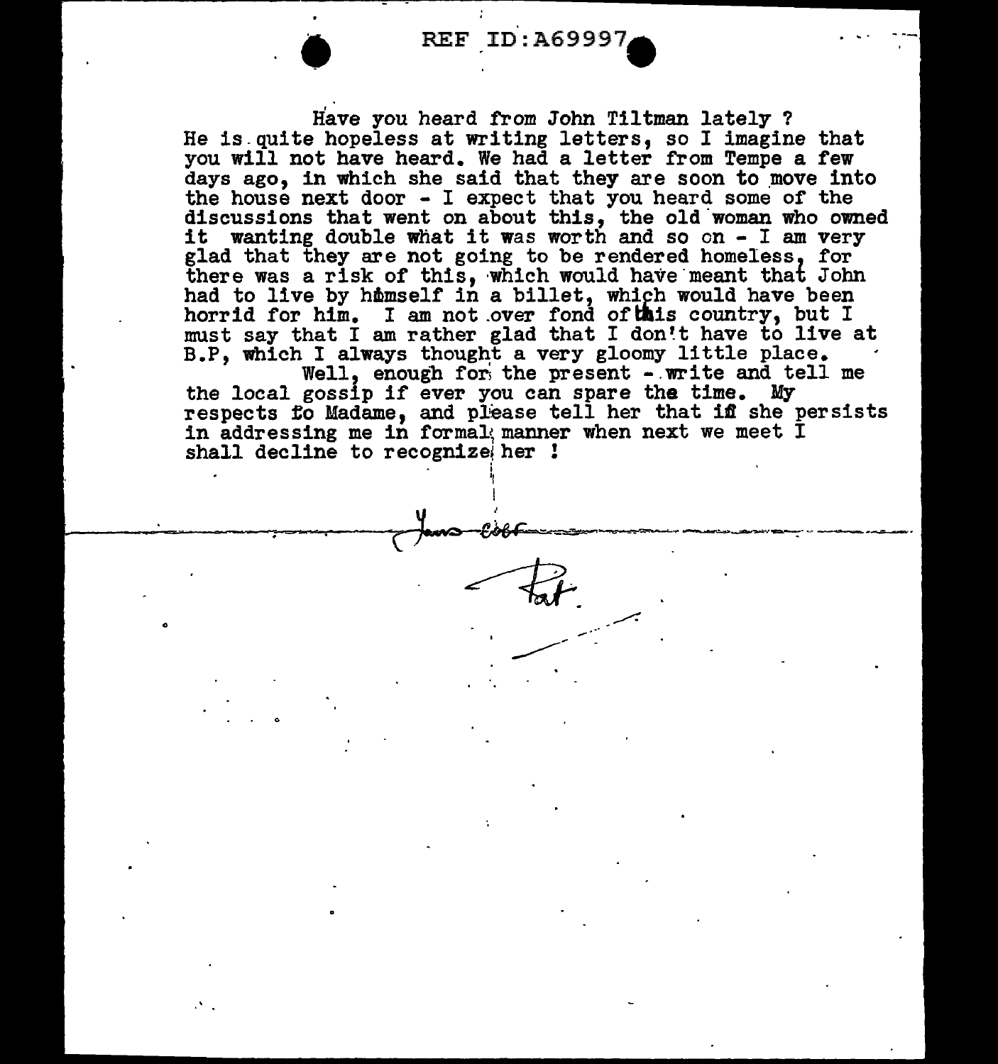Have you heard from John Tiltman lately ? He is quite hopeless at writing letters, so I imagine that you will not have heard. We had a letter from Tempe a few days ago, in which she said that they are soon to move into the house next door - I expect that you heard some of the discussions that went on about this, the old woman who owned it wanting double what it was worth and so on - I am very glad that they are not going to be rendered homeless, for there was a risk of this, which would have meant that John had to live by himself in a billet, which would have been horrid for him. I am not over fond of this country, but I must say that I am rather glad that I don't have to live at B.P, which I always thought a very gloomy little place.

Well, enough for the present - write and tell me the local gossip if ever you can spare the time. My respects to Madame, and please tell her that if she persists in addressing me in formal manner when next we meet I shall decline to recognize her !

Yours ever

Pat.